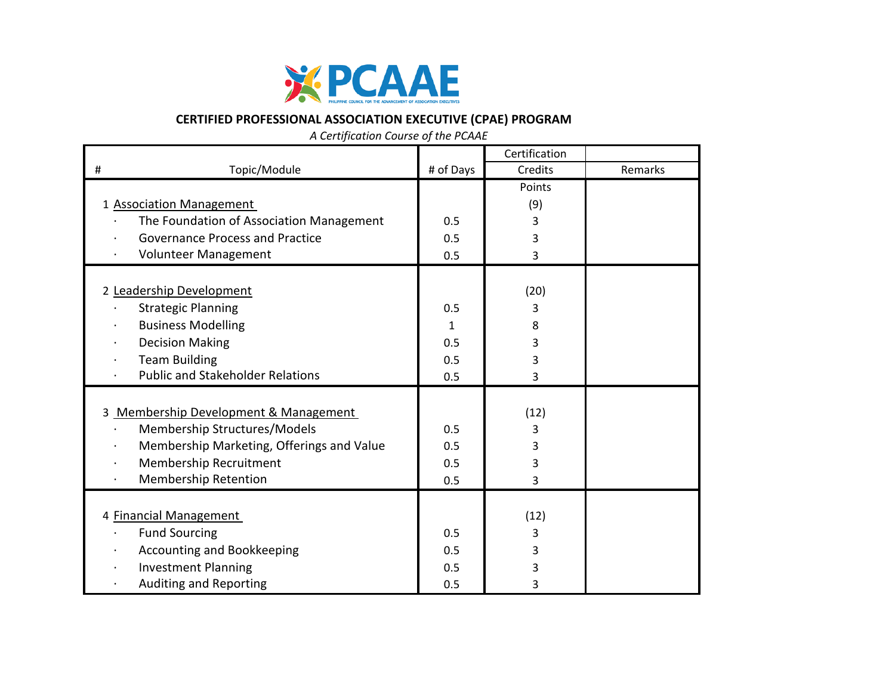PCAAE

PHILIPPINE COUNCIL FOR THE ADVANCEMENT OF ASSOCIATION EXECUTIVES

**CERTIFIED PROFESSIONAL ASSOCIATION EXECUTIVE (CPAE) PROGRAM**

*A Certification Course of the PCAAE*

| # | Topic/Module | # of Days | Certification Credits Points | Remarks |
|---|---|---|---|---|
| 1 | Association Management | | (9) | |
| · | The Foundation of Association Management | 0.5 | 3 | |
| · | Governance Process and Practice | 0.5 | 3 | |
| · | Volunteer Management | 0.5 | 3 | |
| 2 | Leadership Development | | (20) | |
| · | Strategic Planning | 0.5 | 3 | |
| · | Business Modelling | 1 | 8 | |
| · | Decision Making | 0.5 | 3 | |
| · | Team Building | 0.5 | 3 | |
| · | Public and Stakeholder Relations | 0.5 | 3 | |
| 3 | Membership Development & Management | | (12) | |
| · | Membership Structures/Models | 0.5 | 3 | |
| · | Membership Marketing, Offerings and Value | 0.5 | 3 | |
| · | Membership Recruitment | 0.5 | 3 | |
| · | Membership Retention | 0.5 | 3 | |
| 4 | Financial Management | | (12) | |
| · | Fund Sourcing | 0.5 | 3 | |
| · | Accounting and Bookkeeping | 0.5 | 3 | |
| · | Investment Planning | 0.5 | 3 | |
| · | Auditing and Reporting | 0.5 | 3 | |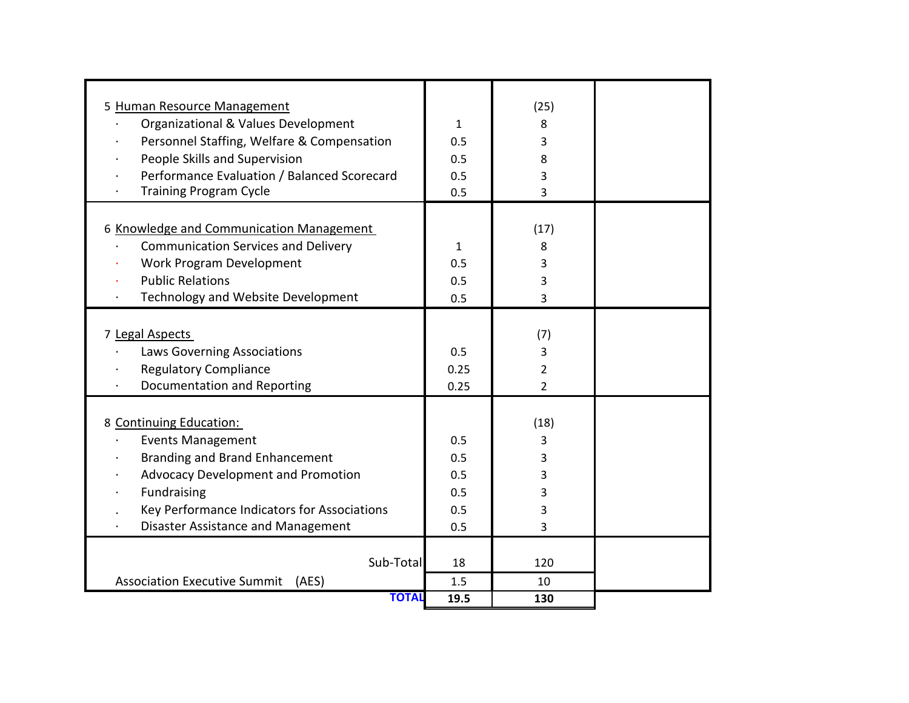| | | | |
|---|---|---|---|
| 5 Human Resource Management | | (25) | |
| · Organizational & Values Development | 1 | 8 | |
| · Personnel Staffing, Welfare & Compensation | 0.5 | 3 | |
| · People Skills and Supervision | 0.5 | 8 | |
| · Performance Evaluation / Balanced Scorecard | 0.5 | 3 | |
| · Training Program Cycle | 0.5 | 3 | |
| 6 Knowledge and Communication Management | | (17) | |
| · Communication Services and Delivery | 1 | 8 | |
| · Work Program Development | 0.5 | 3 | |
| · Public Relations | 0.5 | 3 | |
| · Technology and Website Development | 0.5 | 3 | |
| 7 Legal Aspects | | (7) | |
| · Laws Governing Associations | 0.5 | 3 | |
| · Regulatory Compliance | 0.25 | 2 | |
| · Documentation and Reporting | 0.25 | 2 | |
| 8 Continuing Education: | | (18) | |
| · Events Management | 0.5 | 3 | |
| · Branding and Brand Enhancement | 0.5 | 3 | |
| · Advocacy Development and Promotion | 0.5 | 3 | |
| · Fundraising | 0.5 | 3 | |
| . Key Performance Indicators for Associations | 0.5 | 3 | |
| · Disaster Assistance and Management | 0.5 | 3 | |
| Sub-Total | 18 | 120 | |
| Association Executive Summit (AES) | 1.5 | 10 | |
| **TOTAL** | **19.5** | **130** | |